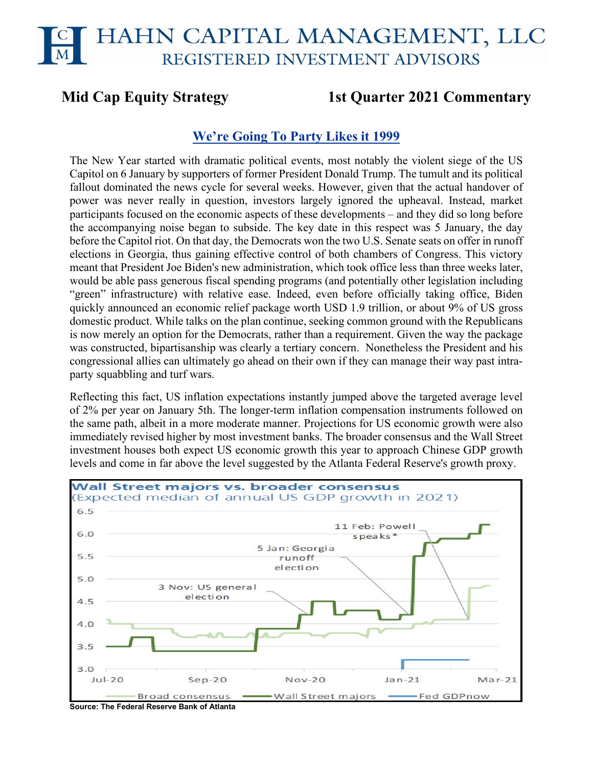# HAHN CAPITAL MANAGEMENT, LLC
## REGISTERED INVESTMENT ADVISORS

**Mid Cap Equity Strategy** **1st Quarter 2021 Commentary**

## We're Going To Party Likes it 1999

The New Year started with dramatic political events, most notably the violent siege of the US Capitol on 6 January by supporters of former President Donald Trump. The tumult and its political fallout dominated the news cycle for several weeks. However, given that the actual handover of power was never really in question, investors largely ignored the upheaval. Instead, market participants focused on the economic aspects of these developments – and they did so long before the accompanying noise began to subside. The key date in this respect was 5 January, the day before the Capitol riot. On that day, the Democrats won the two U.S. Senate seats on offer in runoff elections in Georgia, thus gaining effective control of both chambers of Congress. This victory meant that President Joe Biden's new administration, which took office less than three weeks later, would be able pass generous fiscal spending programs (and potentially other legislation including "green" infrastructure) with relative ease. Indeed, even before officially taking office, Biden quickly announced an economic relief package worth USD 1.9 trillion, or about 9% of US gross domestic product. While talks on the plan continue, seeking common ground with the Republicans is now merely an option for the Democrats, rather than a requirement. Given the way the package was constructed, bipartisanship was clearly a tertiary concern. Nonetheless the President and his congressional allies can ultimately go ahead on their own if they can manage their way past intra-party squabbling and turf wars.

Reflecting this fact, US inflation expectations instantly jumped above the targeted average level of 2% per year on January 5th. The longer-term inflation compensation instruments followed on the same path, albeit in a more moderate manner. Projections for US economic growth were also immediately revised higher by most investment banks. The broader consensus and the Wall Street investment houses both expect US economic growth this year to approach Chinese GDP growth levels and come in far above the level suggested by the Atlanta Federal Reserve's growth proxy.

**Wall Street majors vs. broader consensus**
(Expected median of annual US GDP growth in 2021)

[Chart: y-axis 3.0 to 6.5; x-axis Jul-20 to Mar-21. Annotations: "3 Nov: US general election", "5 Jan: Georgia runoff election", "11 Feb: Powell speaks*". Legend: Broad consensus, Wall Street majors, Fed GDPnow]

**Source: The Federal Reserve Bank of Atlanta**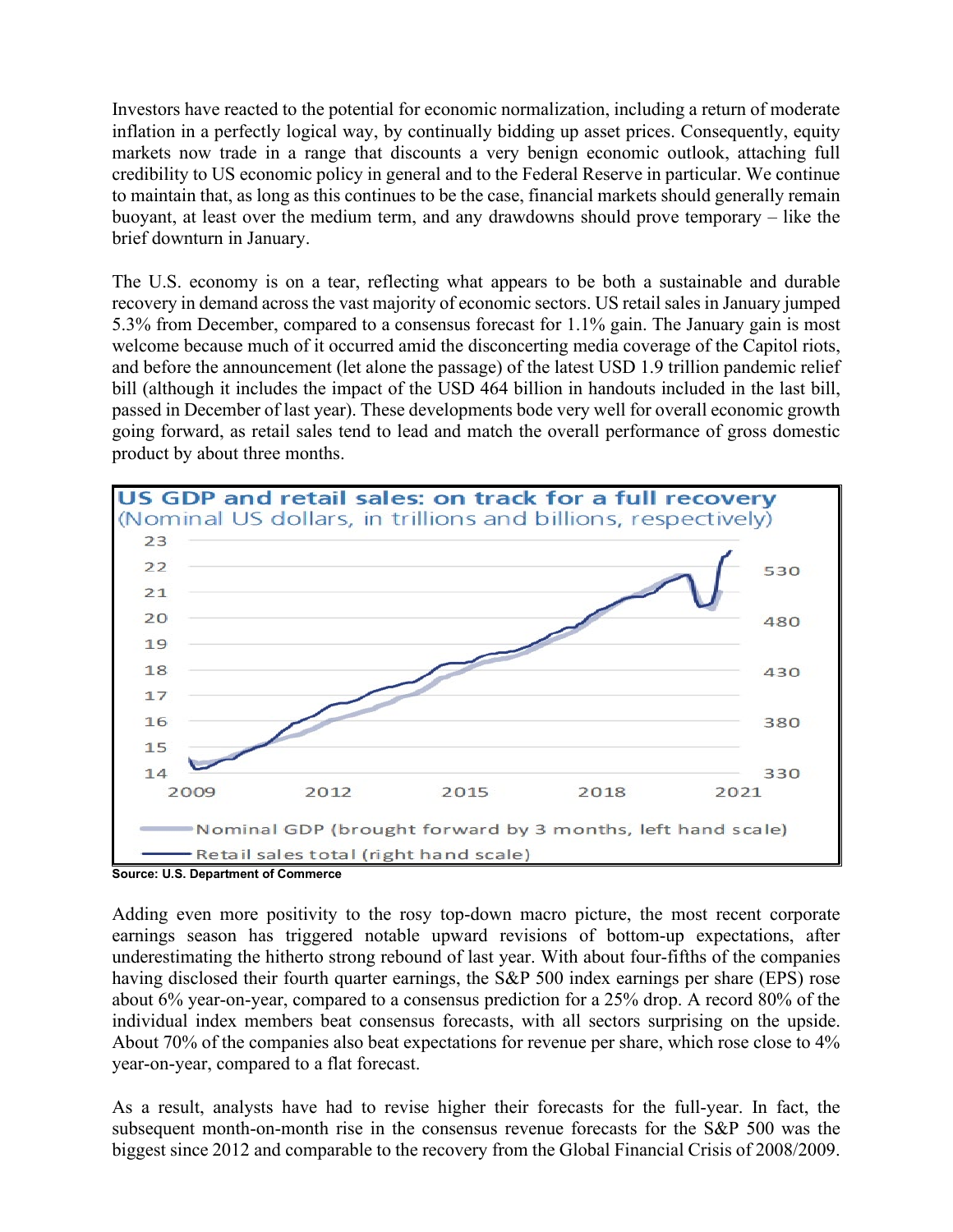Investors have reacted to the potential for economic normalization, including a return of moderate inflation in a perfectly logical way, by continually bidding up asset prices. Consequently, equity markets now trade in a range that discounts a very benign economic outlook, attaching full credibility to US economic policy in general and to the Federal Reserve in particular. We continue to maintain that, as long as this continues to be the case, financial markets should generally remain buoyant, at least over the medium term, and any drawdowns should prove temporary – like the brief downturn in January.

The U.S. economy is on a tear, reflecting what appears to be both a sustainable and durable recovery in demand across the vast majority of economic sectors. US retail sales in January jumped 5.3% from December, compared to a consensus forecast for 1.1% gain. The January gain is most welcome because much of it occurred amid the disconcerting media coverage of the Capitol riots, and before the announcement (let alone the passage) of the latest USD 1.9 trillion pandemic relief bill (although it includes the impact of the USD 464 billion in handouts included in the last bill, passed in December of last year). These developments bode very well for overall economic growth going forward, as retail sales tend to lead and match the overall performance of gross domestic product by about three months.

**US GDP and retail sales: on track for a full recovery**
(Nominal US dollars, in trillions and billions, respectively)

Legend: Nominal GDP (brought forward by 3 months, left hand scale); Retail sales total (right hand scale)

**Source: U.S. Department of Commerce**

Adding even more positivity to the rosy top-down macro picture, the most recent corporate earnings season has triggered notable upward revisions of bottom-up expectations, after underestimating the hitherto strong rebound of last year. With about four-fifths of the companies having disclosed their fourth quarter earnings, the S&P 500 index earnings per share (EPS) rose about 6% year-on-year, compared to a consensus prediction for a 25% drop. A record 80% of the individual index members beat consensus forecasts, with all sectors surprising on the upside. About 70% of the companies also beat expectations for revenue per share, which rose close to 4% year-on-year, compared to a flat forecast.

As a result, analysts have had to revise higher their forecasts for the full-year. In fact, the subsequent month-on-month rise in the consensus revenue forecasts for the S&P 500 was the biggest since 2012 and comparable to the recovery from the Global Financial Crisis of 2008/2009.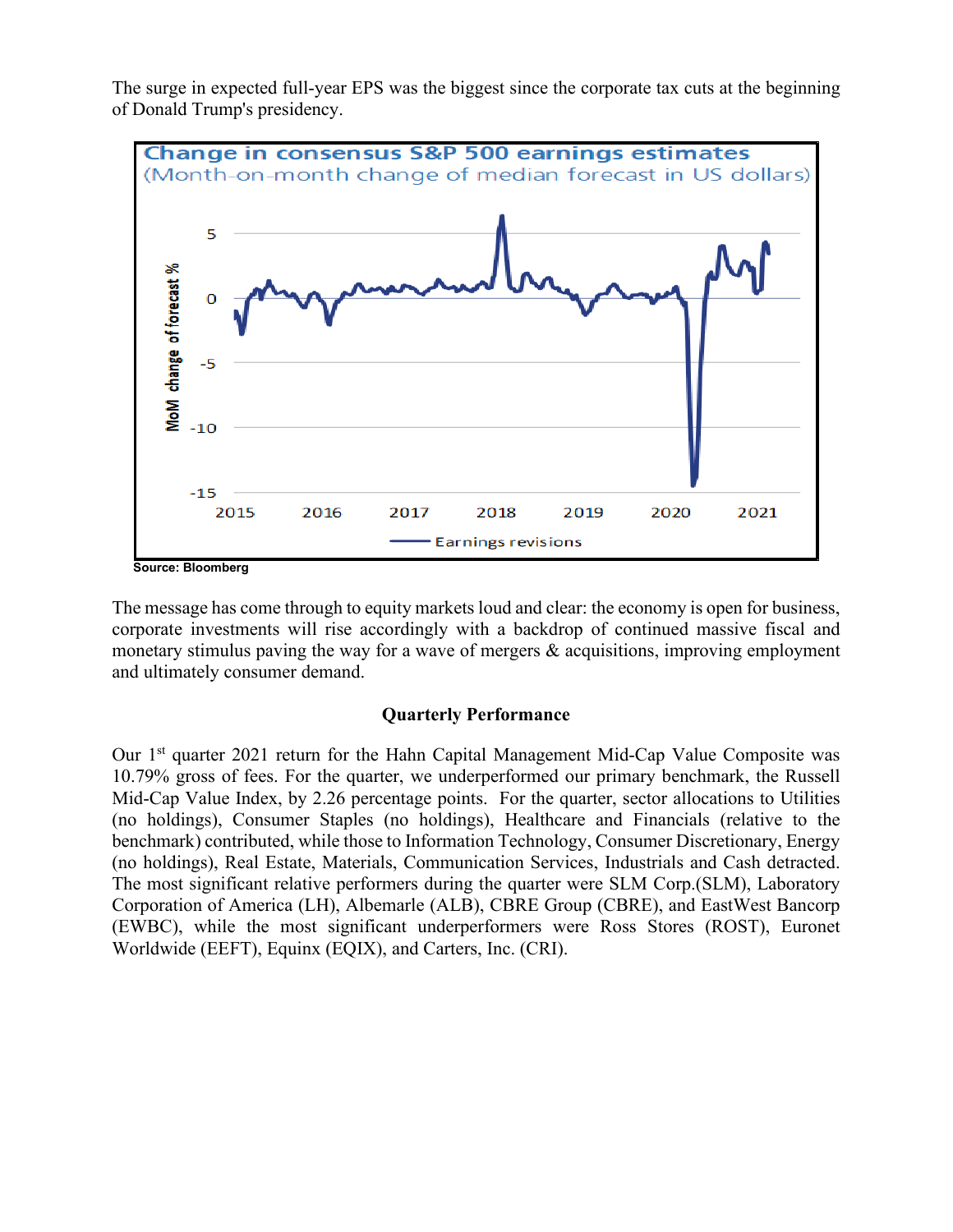The surge in expected full-year EPS was the biggest since the corporate tax cuts at the beginning of Donald Trump's presidency.

Source: Bloomberg

The message has come through to equity markets loud and clear: the economy is open for business, corporate investments will rise accordingly with a backdrop of continued massive fiscal and monetary stimulus paving the way for a wave of mergers & acquisitions, improving employment and ultimately consumer demand.

**Quarterly Performance**

Our 1st quarter 2021 return for the Hahn Capital Management Mid-Cap Value Composite was 10.79% gross of fees. For the quarter, we underperformed our primary benchmark, the Russell Mid-Cap Value Index, by 2.26 percentage points. For the quarter, sector allocations to Utilities (no holdings), Consumer Staples (no holdings), Healthcare and Financials (relative to the benchmark) contributed, while those to Information Technology, Consumer Discretionary, Energy (no holdings), Real Estate, Materials, Communication Services, Industrials and Cash detracted. The most significant relative performers during the quarter were SLM Corp.(SLM), Laboratory Corporation of America (LH), Albemarle (ALB), CBRE Group (CBRE), and EastWest Bancorp (EWBC), while the most significant underperformers were Ross Stores (ROST), Euronet Worldwide (EEFT), Equinx (EQIX), and Carters, Inc. (CRI).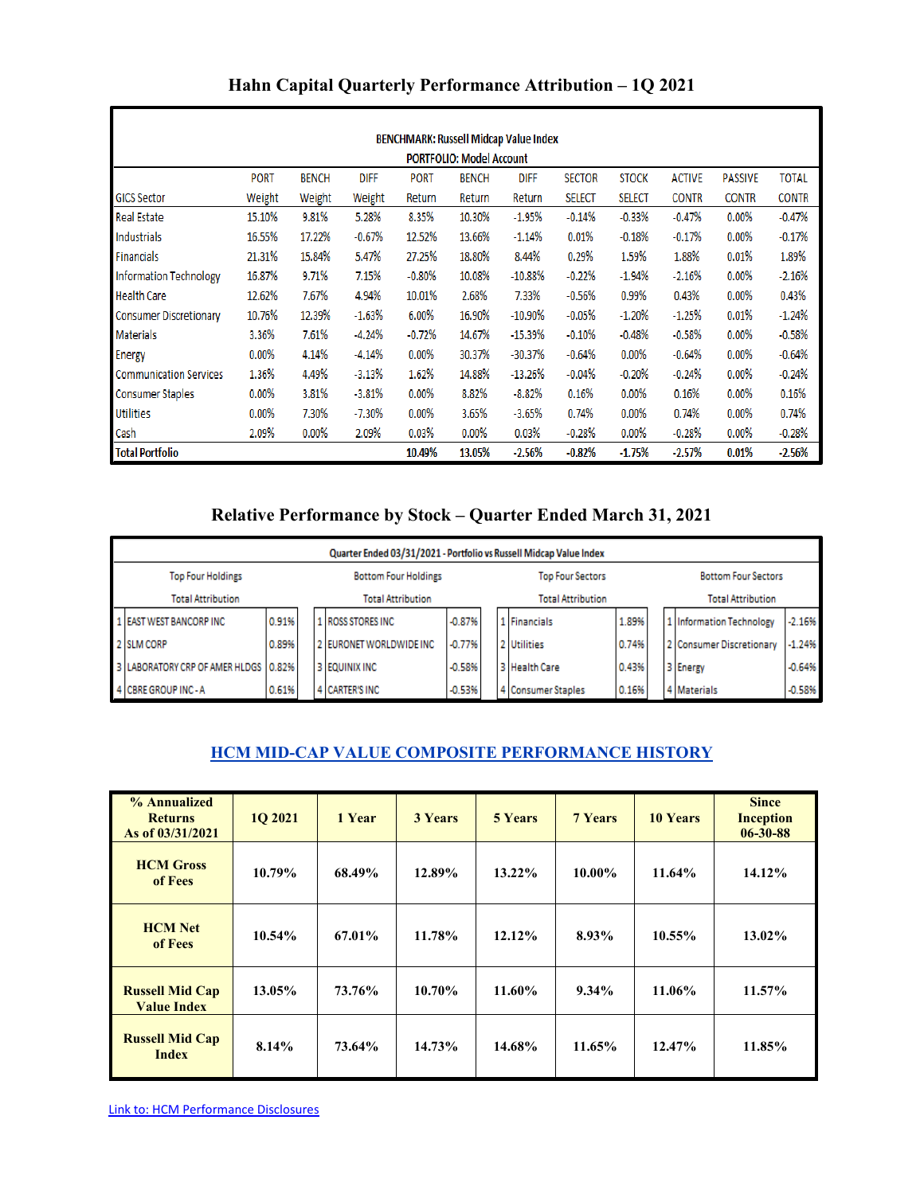## Hahn Capital Quarterly Performance Attribution – 1Q 2021

**BENCHMARK: Russell Midcap Value Index**
**PORTFOLIO: Model Account**

| GICS Sector | PORT Weight | BENCH Weight | DIFF Weight | PORT Return | BENCH Return | DIFF Return | SECTOR SELECT | STOCK SELECT | ACTIVE CONTR | PASSIVE CONTR | TOTAL CONTR |
|---|---|---|---|---|---|---|---|---|---|---|---|
| Real Estate | 15.10% | 9.81% | 5.28% | 8.35% | 10.30% | -1.95% | -0.14% | -0.33% | -0.47% | 0.00% | -0.47% |
| Industrials | 16.55% | 17.22% | -0.67% | 12.52% | 13.66% | -1.14% | 0.01% | -0.18% | -0.17% | 0.00% | -0.17% |
| Financials | 21.31% | 15.84% | 5.47% | 27.25% | 18.80% | 8.44% | 0.29% | 1.59% | 1.88% | 0.01% | 1.89% |
| Information Technology | 16.87% | 9.71% | 7.15% | -0.80% | 10.08% | -10.88% | -0.22% | -1.94% | -2.16% | 0.00% | -2.16% |
| Health Care | 12.62% | 7.67% | 4.94% | 10.01% | 2.68% | 7.33% | -0.56% | 0.99% | 0.43% | 0.00% | 0.43% |
| Consumer Discretionary | 10.76% | 12.39% | -1.63% | 6.00% | 16.90% | -10.90% | -0.05% | -1.20% | -1.25% | 0.01% | -1.24% |
| Materials | 3.36% | 7.61% | -4.24% | -0.72% | 14.67% | -15.39% | -0.10% | -0.48% | -0.58% | 0.00% | -0.58% |
| Energy | 0.00% | 4.14% | -4.14% | 0.00% | 30.37% | -30.37% | -0.64% | 0.00% | -0.64% | 0.00% | -0.64% |
| Communication Services | 1.36% | 4.49% | -3.13% | 1.62% | 14.88% | -13.26% | -0.04% | -0.20% | -0.24% | 0.00% | -0.24% |
| Consumer Staples | 0.00% | 3.81% | -3.81% | 0.00% | 8.82% | -8.82% | 0.16% | 0.00% | 0.16% | 0.00% | 0.16% |
| Utilities | 0.00% | 7.30% | -7.30% | 0.00% | 3.65% | -3.65% | 0.74% | 0.00% | 0.74% | 0.00% | 0.74% |
| Cash | 2.09% | 0.00% | 2.09% | 0.03% | 0.00% | 0.03% | -0.28% | 0.00% | -0.28% | 0.00% | -0.28% |
| **Total Portfolio** | | | | **10.49%** | **13.05%** | **-2.56%** | **-0.82%** | **-1.75%** | **-2.57%** | **0.01%** | **-2.56%** |

## Relative Performance by Stock – Quarter Ended March 31, 2021

**Quarter Ended 03/31/2021 - Portfolio vs Russell Midcap Value Index**

| | Top Four Holdings<br>Total Attribution | | | Bottom Four Holdings<br>Total Attribution | | | Top Four Sectors<br>Total Attribution | | | Bottom Four Sectors<br>Total Attribution | |
|---|---|---|---|---|---|---|---|---|---|---|---|
| 1 | EAST WEST BANCORP INC | 0.91% | 1 | ROSS STORES INC | -0.87% | 1 | Financials | 1.89% | 1 | Information Technology | -2.16% |
| 2 | SLM CORP | 0.89% | 2 | EURONET WORLDWIDE INC | -0.77% | 2 | Utilities | 0.74% | 2 | Consumer Discretionary | -1.24% |
| 3 | LABORATORY CRP OF AMER HLDGS | 0.82% | 3 | EQUINIX INC | -0.58% | 3 | Health Care | 0.43% | 3 | Energy | -0.64% |
| 4 | CBRE GROUP INC - A | 0.61% | 4 | CARTER'S INC | -0.53% | 4 | Consumer Staples | 0.16% | 4 | Materials | -0.58% |

## HCM MID-CAP VALUE COMPOSITE PERFORMANCE HISTORY

| % Annualized Returns As of 03/31/2021 | 1Q 2021 | 1 Year | 3 Years | 5 Years | 7 Years | 10 Years | Since Inception 06-30-88 |
|---|---|---|---|---|---|---|---|
| **HCM Gross of Fees** | 10.79% | 68.49% | 12.89% | 13.22% | 10.00% | 11.64% | 14.12% |
| **HCM Net of Fees** | 10.54% | 67.01% | 11.78% | 12.12% | 8.93% | 10.55% | 13.02% |
| **Russell Mid Cap Value Index** | 13.05% | 73.76% | 10.70% | 11.60% | 9.34% | 11.06% | 11.57% |
| **Russell Mid Cap Index** | 8.14% | 73.64% | 14.73% | 14.68% | 11.65% | 12.47% | 11.85% |

Link to: HCM Performance Disclosures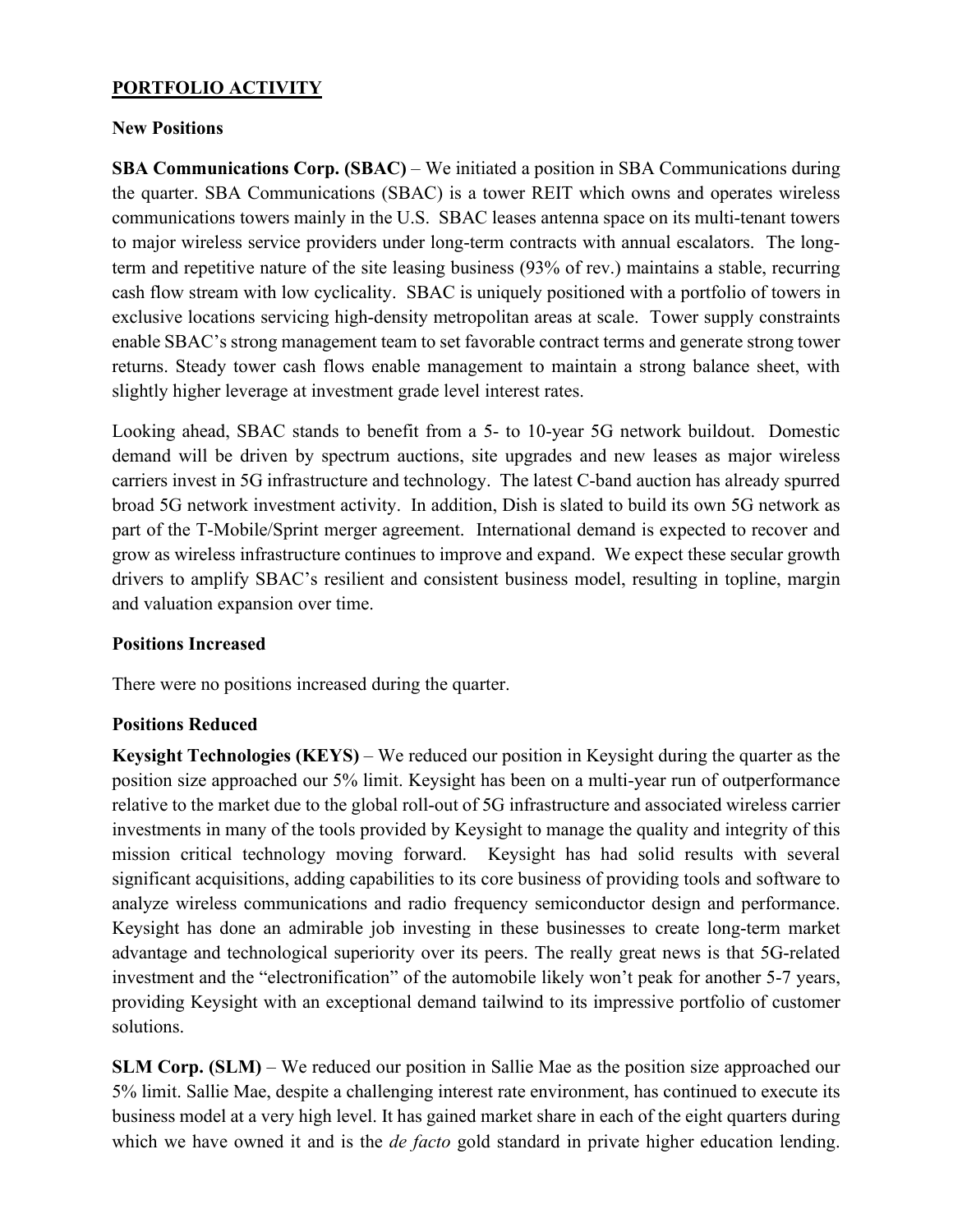## PORTFOLIO ACTIVITY

### New Positions

**SBA Communications Corp. (SBAC)** – We initiated a position in SBA Communications during the quarter. SBA Communications (SBAC) is a tower REIT which owns and operates wireless communications towers mainly in the U.S. SBAC leases antenna space on its multi-tenant towers to major wireless service providers under long-term contracts with annual escalators. The long-term and repetitive nature of the site leasing business (93% of rev.) maintains a stable, recurring cash flow stream with low cyclicality. SBAC is uniquely positioned with a portfolio of towers in exclusive locations servicing high-density metropolitan areas at scale. Tower supply constraints enable SBAC's strong management team to set favorable contract terms and generate strong tower returns. Steady tower cash flows enable management to maintain a strong balance sheet, with slightly higher leverage at investment grade level interest rates.

Looking ahead, SBAC stands to benefit from a 5- to 10-year 5G network buildout. Domestic demand will be driven by spectrum auctions, site upgrades and new leases as major wireless carriers invest in 5G infrastructure and technology. The latest C-band auction has already spurred broad 5G network investment activity. In addition, Dish is slated to build its own 5G network as part of the T-Mobile/Sprint merger agreement. International demand is expected to recover and grow as wireless infrastructure continues to improve and expand. We expect these secular growth drivers to amplify SBAC's resilient and consistent business model, resulting in topline, margin and valuation expansion over time.

### Positions Increased

There were no positions increased during the quarter.

### Positions Reduced

**Keysight Technologies (KEYS)** – We reduced our position in Keysight during the quarter as the position size approached our 5% limit. Keysight has been on a multi-year run of outperformance relative to the market due to the global roll-out of 5G infrastructure and associated wireless carrier investments in many of the tools provided by Keysight to manage the quality and integrity of this mission critical technology moving forward. Keysight has had solid results with several significant acquisitions, adding capabilities to its core business of providing tools and software to analyze wireless communications and radio frequency semiconductor design and performance. Keysight has done an admirable job investing in these businesses to create long-term market advantage and technological superiority over its peers. The really great news is that 5G-related investment and the "electronification" of the automobile likely won't peak for another 5-7 years, providing Keysight with an exceptional demand tailwind to its impressive portfolio of customer solutions.

**SLM Corp. (SLM)** – We reduced our position in Sallie Mae as the position size approached our 5% limit. Sallie Mae, despite a challenging interest rate environment, has continued to execute its business model at a very high level. It has gained market share in each of the eight quarters during which we have owned it and is the *de facto* gold standard in private higher education lending.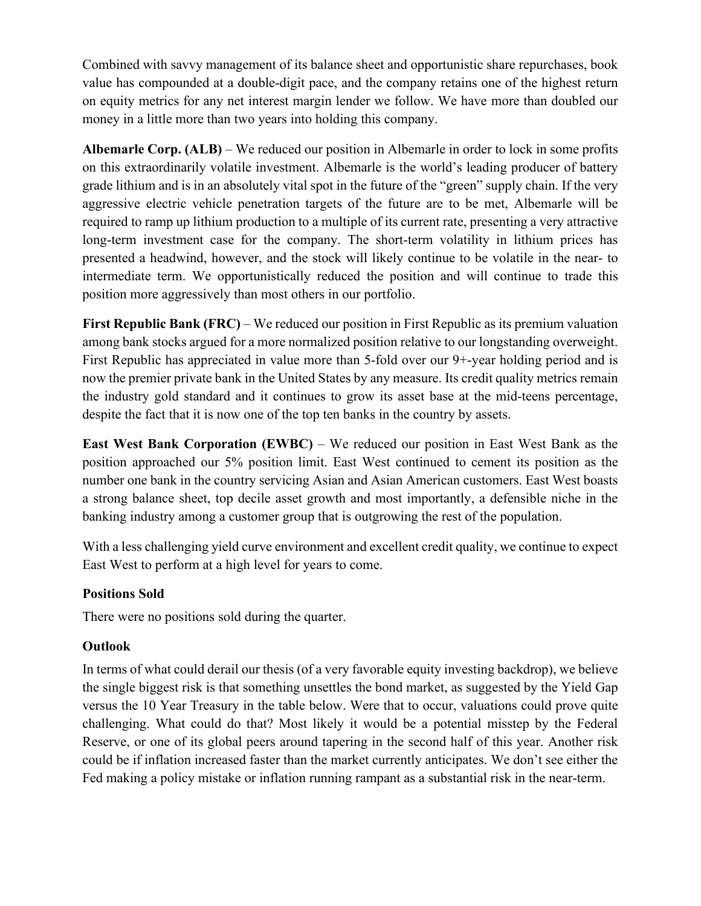Combined with savvy management of its balance sheet and opportunistic share repurchases, book value has compounded at a double-digit pace, and the company retains one of the highest return on equity metrics for any net interest margin lender we follow. We have more than doubled our money in a little more than two years into holding this company.

**Albemarle Corp. (ALB)** – We reduced our position in Albemarle in order to lock in some profits on this extraordinarily volatile investment. Albemarle is the world's leading producer of battery grade lithium and is in an absolutely vital spot in the future of the "green" supply chain. If the very aggressive electric vehicle penetration targets of the future are to be met, Albemarle will be required to ramp up lithium production to a multiple of its current rate, presenting a very attractive long-term investment case for the company. The short-term volatility in lithium prices has presented a headwind, however, and the stock will likely continue to be volatile in the near- to intermediate term. We opportunistically reduced the position and will continue to trade this position more aggressively than most others in our portfolio.

**First Republic Bank (FRC)** – We reduced our position in First Republic as its premium valuation among bank stocks argued for a more normalized position relative to our longstanding overweight. First Republic has appreciated in value more than 5-fold over our 9+-year holding period and is now the premier private bank in the United States by any measure. Its credit quality metrics remain the industry gold standard and it continues to grow its asset base at the mid-teens percentage, despite the fact that it is now one of the top ten banks in the country by assets.

**East West Bank Corporation (EWBC)** – We reduced our position in East West Bank as the position approached our 5% position limit. East West continued to cement its position as the number one bank in the country servicing Asian and Asian American customers. East West boasts a strong balance sheet, top decile asset growth and most importantly, a defensible niche in the banking industry among a customer group that is outgrowing the rest of the population.

With a less challenging yield curve environment and excellent credit quality, we continue to expect East West to perform at a high level for years to come.

**Positions Sold**

There were no positions sold during the quarter.

**Outlook**

In terms of what could derail our thesis (of a very favorable equity investing backdrop), we believe the single biggest risk is that something unsettles the bond market, as suggested by the Yield Gap versus the 10 Year Treasury in the table below. Were that to occur, valuations could prove quite challenging. What could do that? Most likely it would be a potential misstep by the Federal Reserve, or one of its global peers around tapering in the second half of this year. Another risk could be if inflation increased faster than the market currently anticipates. We don't see either the Fed making a policy mistake or inflation running rampant as a substantial risk in the near-term.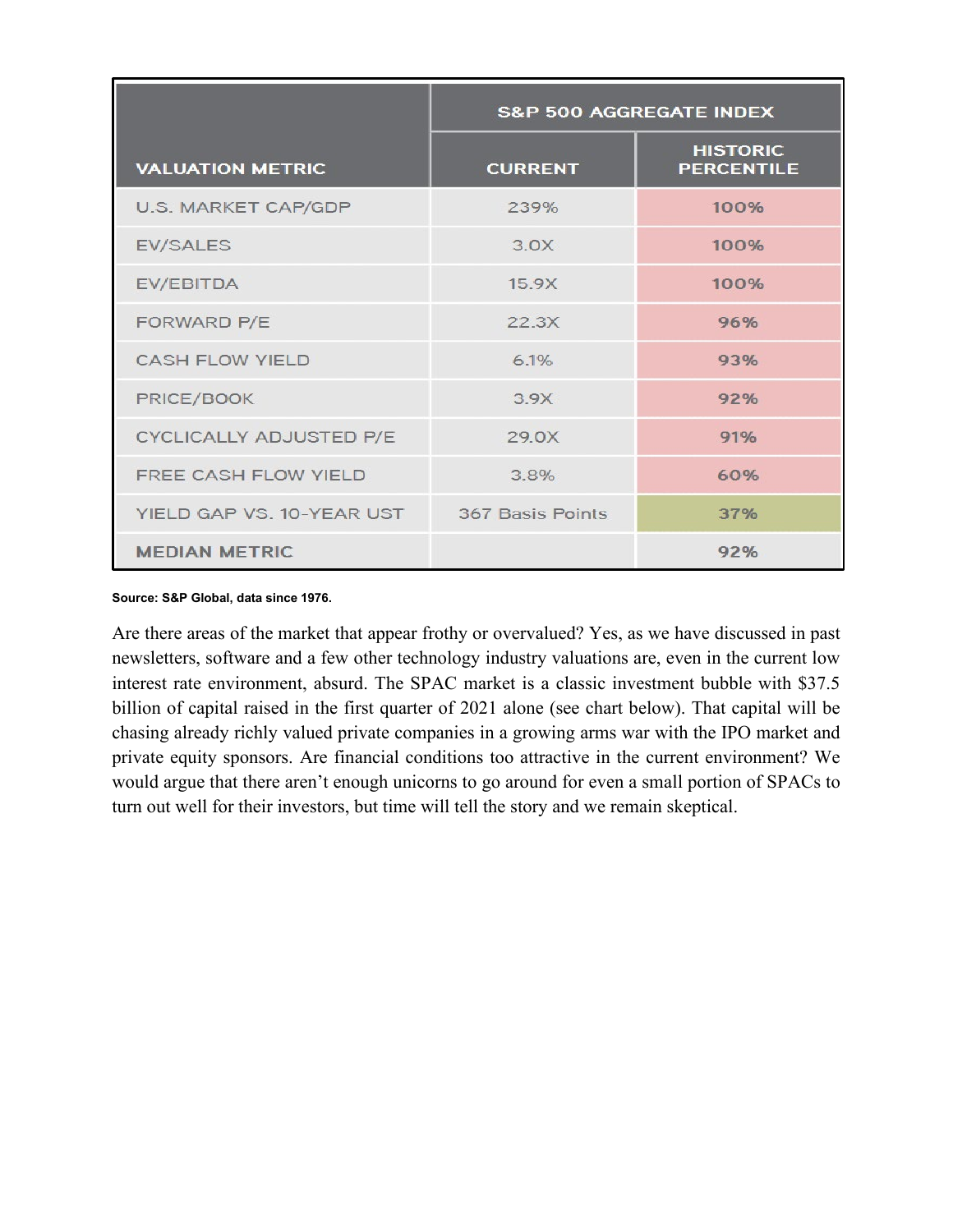| VALUATION METRIC | S&P 500 AGGREGATE INDEX | |
|---|---|---|
| | CURRENT | HISTORIC PERCENTILE |
| U.S. MARKET CAP/GDP | 239% | 100% |
| EV/SALES | 3.0X | 100% |
| EV/EBITDA | 15.9X | 100% |
| FORWARD P/E | 22.3X | 96% |
| CASH FLOW YIELD | 6.1% | 93% |
| PRICE/BOOK | 3.9X | 92% |
| CYCLICALLY ADJUSTED P/E | 29.0X | 91% |
| FREE CASH FLOW YIELD | 3.8% | 60% |
| YIELD GAP VS. 10-YEAR UST | 367 Basis Points | 37% |
| **MEDIAN METRIC** | | 92% |

**Source: S&P Global, data since 1976.**

Are there areas of the market that appear frothy or overvalued? Yes, as we have discussed in past newsletters, software and a few other technology industry valuations are, even in the current low interest rate environment, absurd. The SPAC market is a classic investment bubble with $37.5 billion of capital raised in the first quarter of 2021 alone (see chart below). That capital will be chasing already richly valued private companies in a growing arms war with the IPO market and private equity sponsors. Are financial conditions too attractive in the current environment? We would argue that there aren't enough unicorns to go around for even a small portion of SPACs to turn out well for their investors, but time will tell the story and we remain skeptical.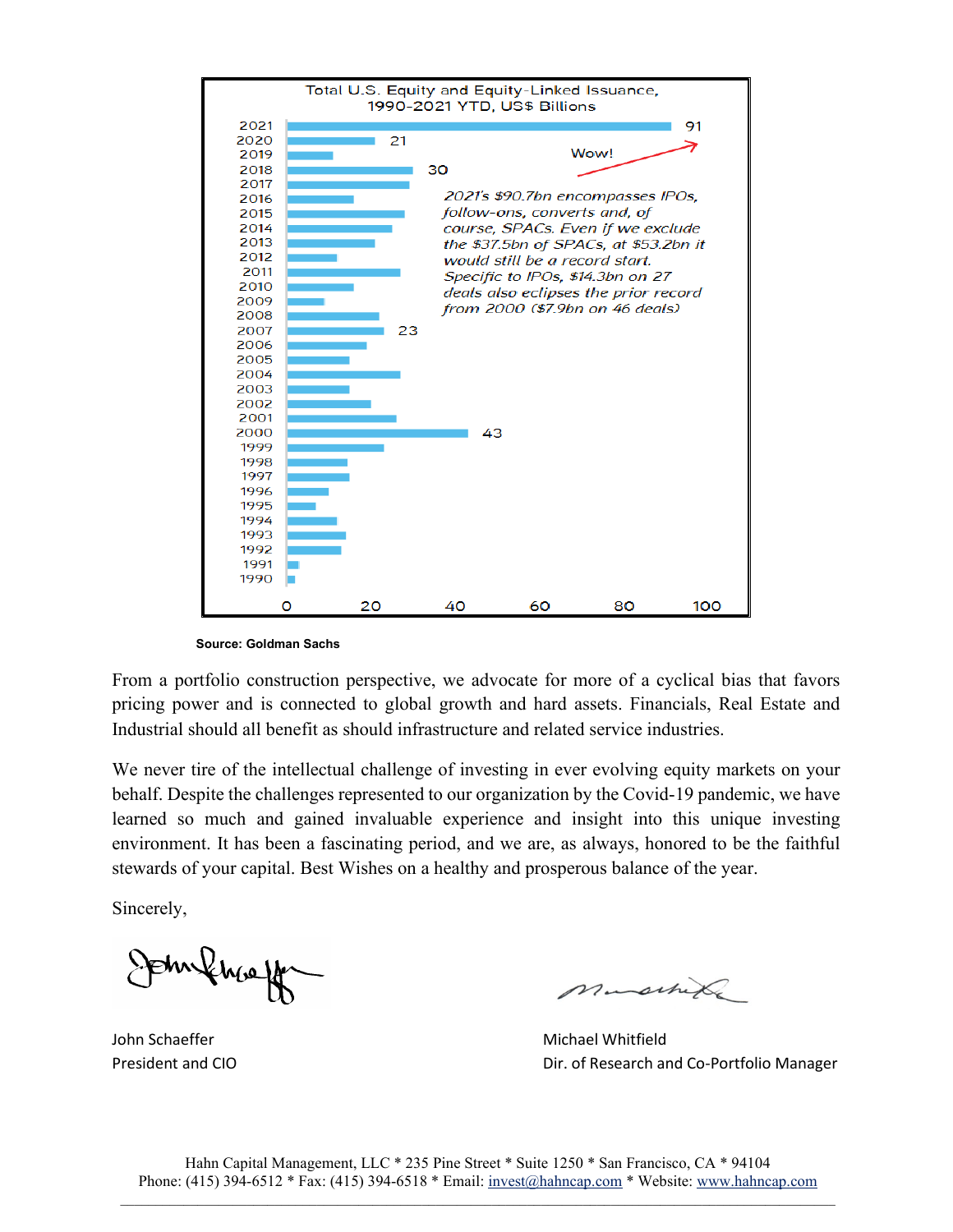Total U.S. Equity and Equity-Linked Issuance, 1990-2021 YTD, US$ Billions

2021
2020
2019
2018
2017
2016
2015
2014
2013
2012
2011
2010
2009
2008
2007
2006
2005
2004
2003
2002
2001
2000
1999
1998
1997
1996
1995
1994
1993
1992
1991
1990

91
21
30
23
43

Wow!

*2021's $90.7bn encompasses IPOs, follow-ons, converts and, of course, SPACs. Even if we exclude the $37.5bn of SPACs, at $53.2bn it would still be a record start. Specific to IPOs, $14.3bn on 27 deals also eclipses the prior record from 2000 ($7.9bn on 46 deals)*

0 20 40 60 80 100

**Source: Goldman Sachs**

From a portfolio construction perspective, we advocate for more of a cyclical bias that favors pricing power and is connected to global growth and hard assets. Financials, Real Estate and Industrial should all benefit as should infrastructure and related service industries.

We never tire of the intellectual challenge of investing in ever evolving equity markets on your behalf. Despite the challenges represented to our organization by the Covid-19 pandemic, we have learned so much and gained invaluable experience and insight into this unique investing environment. It has been a fascinating period, and we are, as always, honored to be the faithful stewards of your capital. Best Wishes on a healthy and prosperous balance of the year.

Sincerely,

John Schaeffer
President and CIO

Michael Whitfield
Dir. of Research and Co-Portfolio Manager

Hahn Capital Management, LLC * 235 Pine Street * Suite 1250 * San Francisco, CA * 94104
Phone: (415) 394-6512 * Fax: (415) 394-6518 * Email: invest@hahncap.com * Website: www.hahncap.com